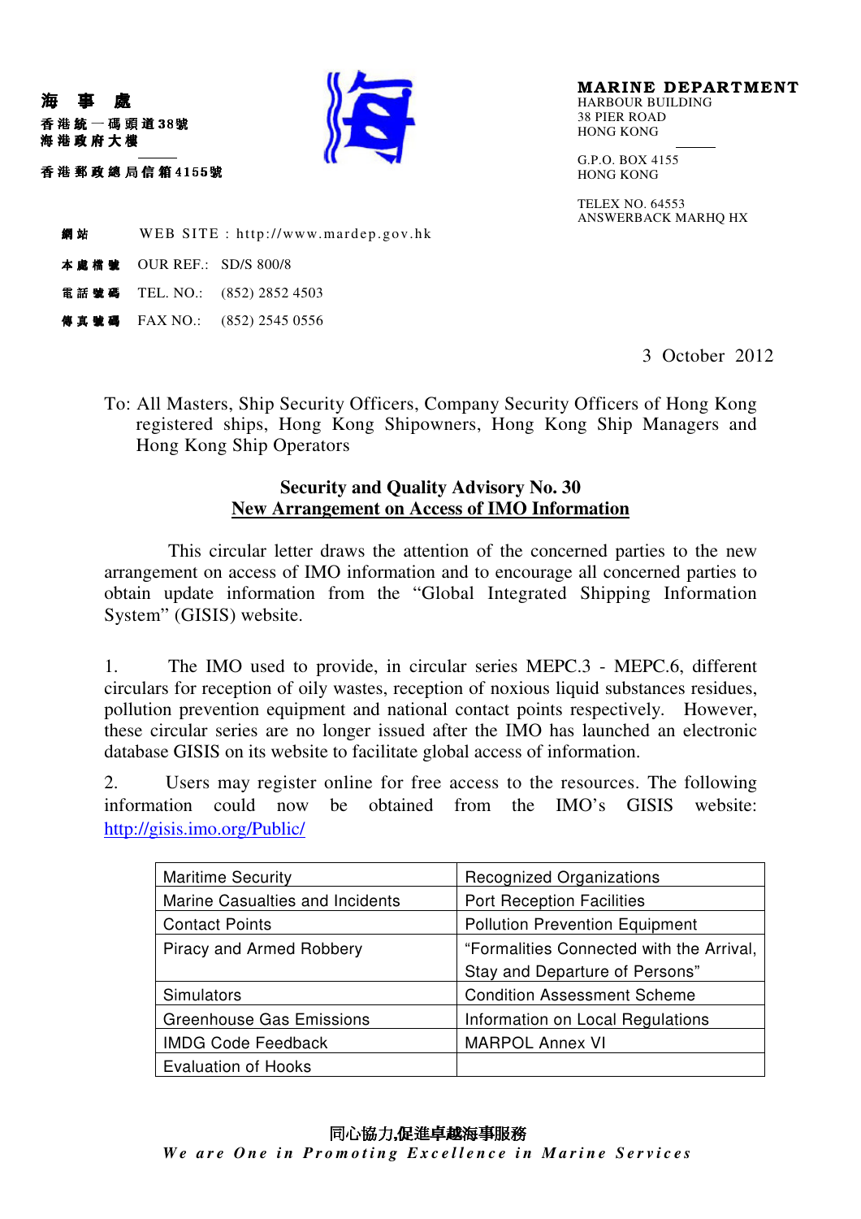海　事　處
香港統一碼頭道38號
海港政府大樓

香港郵政總局信箱4155號

**MARINE DEPARTMENT**
HARBOUR BUILDING
38 PIER ROAD
HONG KONG

G.P.O. BOX 4155
HONG KONG

TELEX NO. 64553
ANSWERBACK MARHQ HX

網站　WEB SITE : http://www.mardep.gov.hk

本處檔號　OUR REF.: SD/S 800/8

電話號碼　TEL. NO.: (852) 2852 4503

傳真號碼　FAX NO.: (852) 2545 0556

3 October 2012

To: All Masters, Ship Security Officers, Company Security Officers of Hong Kong registered ships, Hong Kong Shipowners, Hong Kong Ship Managers and Hong Kong Ship Operators

**Security and Quality Advisory No. 30**
**New Arrangement on Access of IMO Information**

This circular letter draws the attention of the concerned parties to the new arrangement on access of IMO information and to encourage all concerned parties to obtain update information from the "Global Integrated Shipping Information System" (GISIS) website.

1. The IMO used to provide, in circular series MEPC.3 - MEPC.6, different circulars for reception of oily wastes, reception of noxious liquid substances residues, pollution prevention equipment and national contact points respectively. However, these circular series are no longer issued after the IMO has launched an electronic database GISIS on its website to facilitate global access of information.

2. Users may register online for free access to the resources. The following information could now be obtained from the IMO's GISIS website: http://gisis.imo.org/Public/

| | |
|---|---|
| Maritime Security | Recognized Organizations |
| Marine Casualties and Incidents | Port Reception Facilities |
| Contact Points | Pollution Prevention Equipment |
| Piracy and Armed Robbery | "Formalities Connected with the Arrival, Stay and Departure of Persons" |
| Simulators | Condition Assessment Scheme |
| Greenhouse Gas Emissions | Information on Local Regulations |
| IMDG Code Feedback | MARPOL Annex VI |
| Evaluation of Hooks | |

同心協力,促進卓越海事服務
*We are One in Promoting Excellence in Marine Services*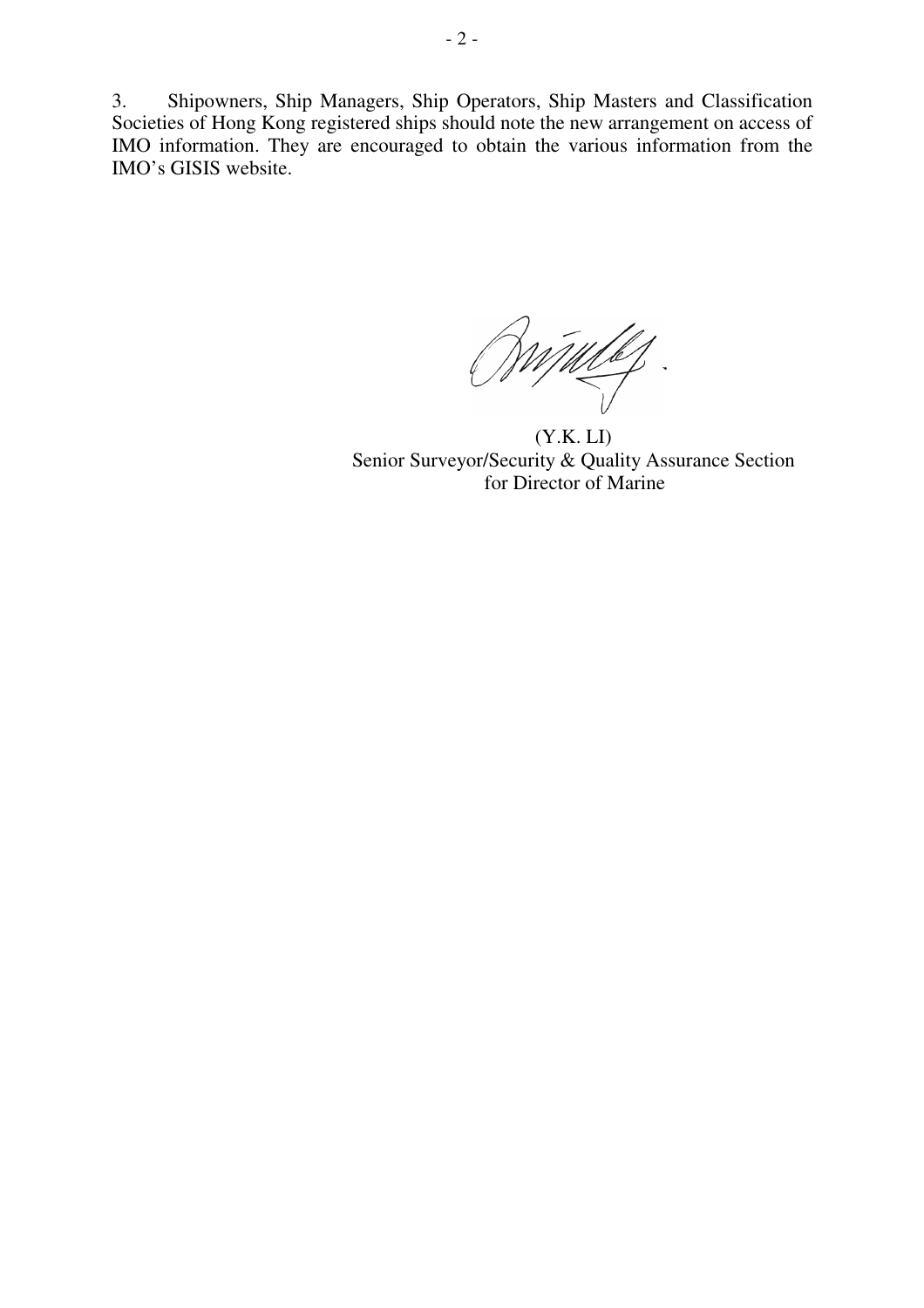3. Shipowners, Ship Managers, Ship Operators, Ship Masters and Classification Societies of Hong Kong registered ships should note the new arrangement on access of IMO information. They are encouraged to obtain the various information from the IMO's GISIS website.

(Y.K. LI)
Senior Surveyor/Security & Quality Assurance Section
for Director of Marine